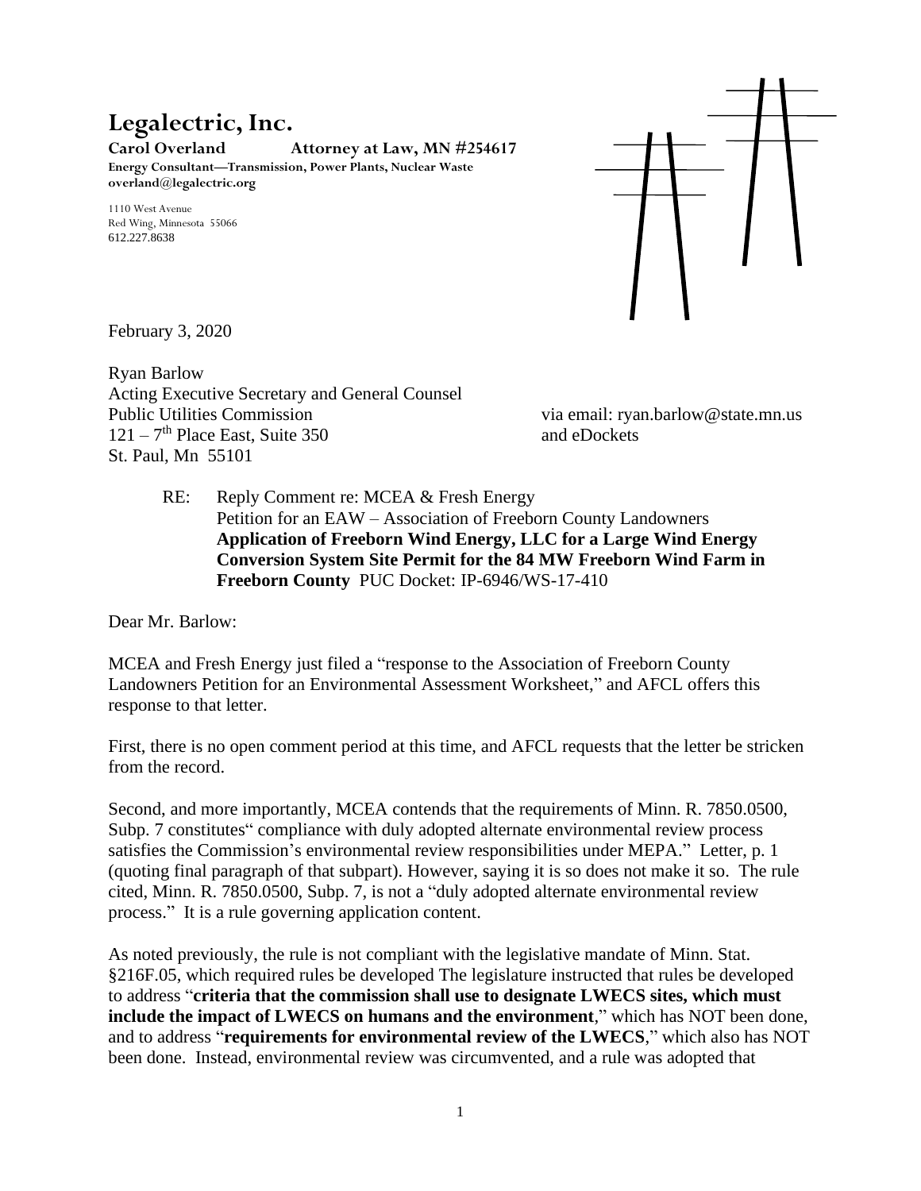# Legalectric, Inc.

**Carol Overland Attorney at Law, MN #254617**
**Energy Consultant—Transmission, Power Plants, Nuclear Waste**
**overland@legalectric.org**

1110 West Avenue
Red Wing, Minnesota 55066
612.227.8638

February 3, 2020

Ryan Barlow
Acting Executive Secretary and General Counsel
Public Utilities Commission
121 – 7th Place East, Suite 350
St. Paul, Mn 55101

via email: ryan.barlow@state.mn.us
and eDockets

RE: Reply Comment re: MCEA & Fresh Energy
Petition for an EAW – Association of Freeborn County Landowners
**Application of Freeborn Wind Energy, LLC for a Large Wind Energy Conversion System Site Permit for the 84 MW Freeborn Wind Farm in Freeborn County** PUC Docket: IP-6946/WS-17-410

Dear Mr. Barlow:

MCEA and Fresh Energy just filed a "response to the Association of Freeborn County Landowners Petition for an Environmental Assessment Worksheet," and AFCL offers this response to that letter.

First, there is no open comment period at this time, and AFCL requests that the letter be stricken from the record.

Second, and more importantly, MCEA contends that the requirements of Minn. R. 7850.0500, Subp. 7 constitutes" compliance with duly adopted alternate environmental review process satisfies the Commission's environmental review responsibilities under MEPA." Letter, p. 1 (quoting final paragraph of that subpart). However, saying it is so does not make it so. The rule cited, Minn. R. 7850.0500, Subp. 7, is not a "duly adopted alternate environmental review process." It is a rule governing application content.

As noted previously, the rule is not compliant with the legislative mandate of Minn. Stat. §216F.05, which required rules be developed The legislature instructed that rules be developed to address "**criteria that the commission shall use to designate LWECS sites, which must include the impact of LWECS on humans and the environment**," which has NOT been done, and to address "**requirements for environmental review of the LWECS**," which also has NOT been done. Instead, environmental review was circumvented, and a rule was adopted that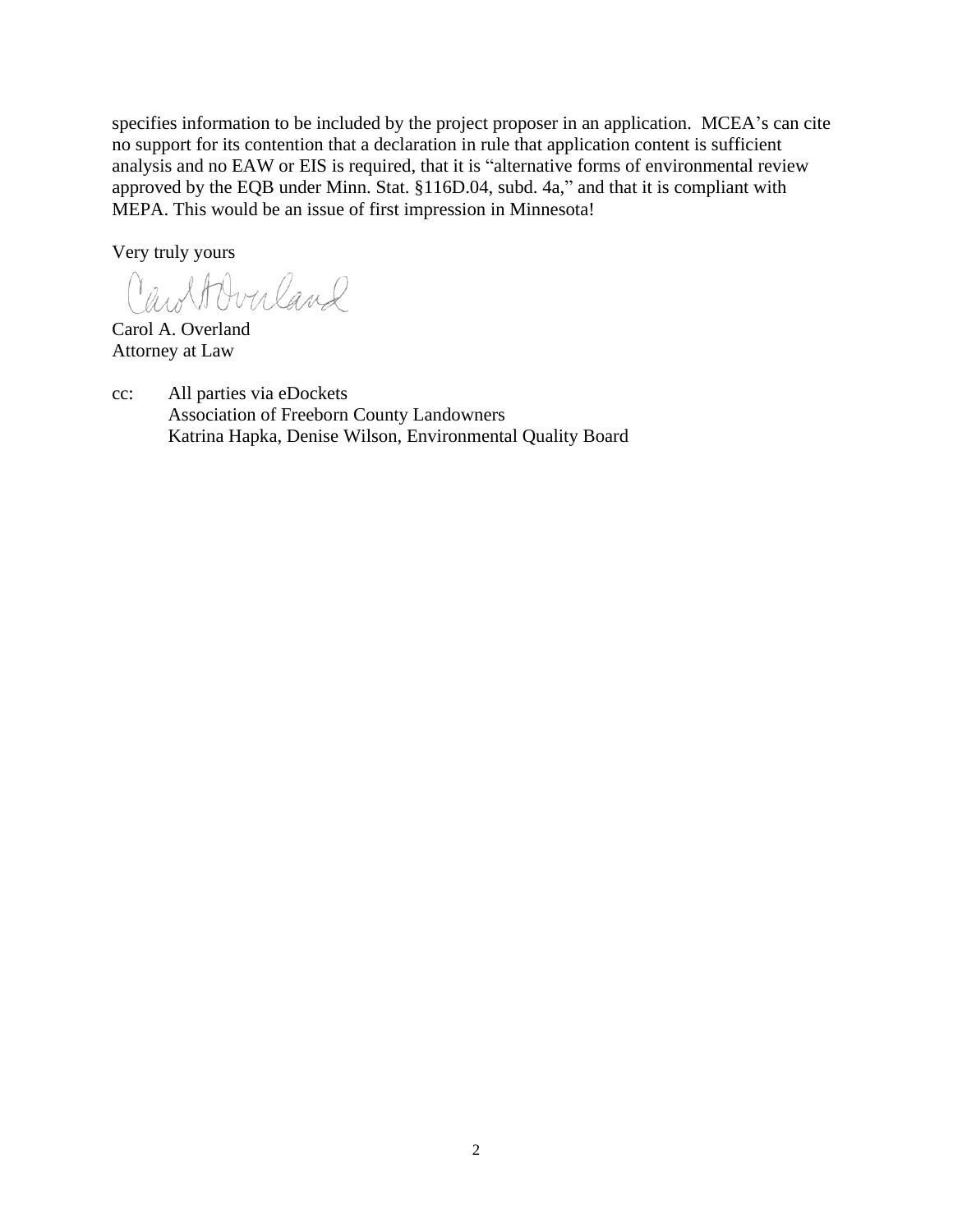specifies information to be included by the project proposer in an application. MCEA's can cite no support for its contention that a declaration in rule that application content is sufficient analysis and no EAW or EIS is required, that it is "alternative forms of environmental review approved by the EQB under Minn. Stat. §116D.04, subd. 4a," and that it is compliant with MEPA. This would be an issue of first impression in Minnesota!

Very truly yours

Carol A. Overland
Attorney at Law

cc: All parties via eDockets
Association of Freeborn County Landowners
Katrina Hapka, Denise Wilson, Environmental Quality Board